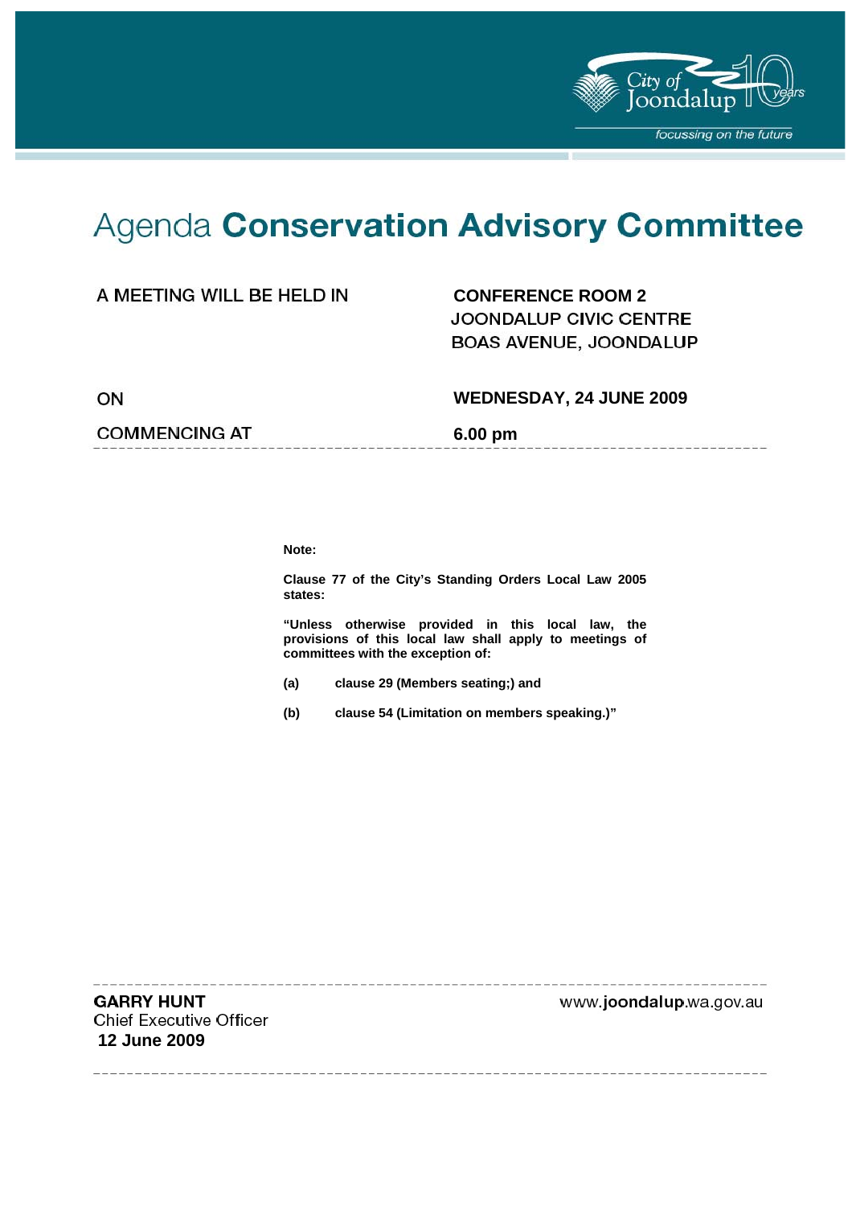# Agenda **Conservation Advisory Committee**

| | |
|---|---|
| A MEETING WILL BE HELD IN | **CONFERENCE ROOM 2**<br>JOONDALUP CIVIC CENTRE<br>BOAS AVENUE, JOONDALUP |
| ON | **WEDNESDAY, 24 JUNE 2009** |
| COMMENCING AT | **6.00 pm** |

**Note:**

**Clause 77 of the City's Standing Orders Local Law 2005 states:**

**"Unless otherwise provided in this local law, the provisions of this local law shall apply to meetings of committees with the exception of:**

**(a) clause 29 (Members seating;) and**

**(b) clause 54 (Limitation on members speaking.)"**

**GARRY HUNT**
Chief Executive Officer
**12 June 2009**

www.**joondalup**.wa.gov.au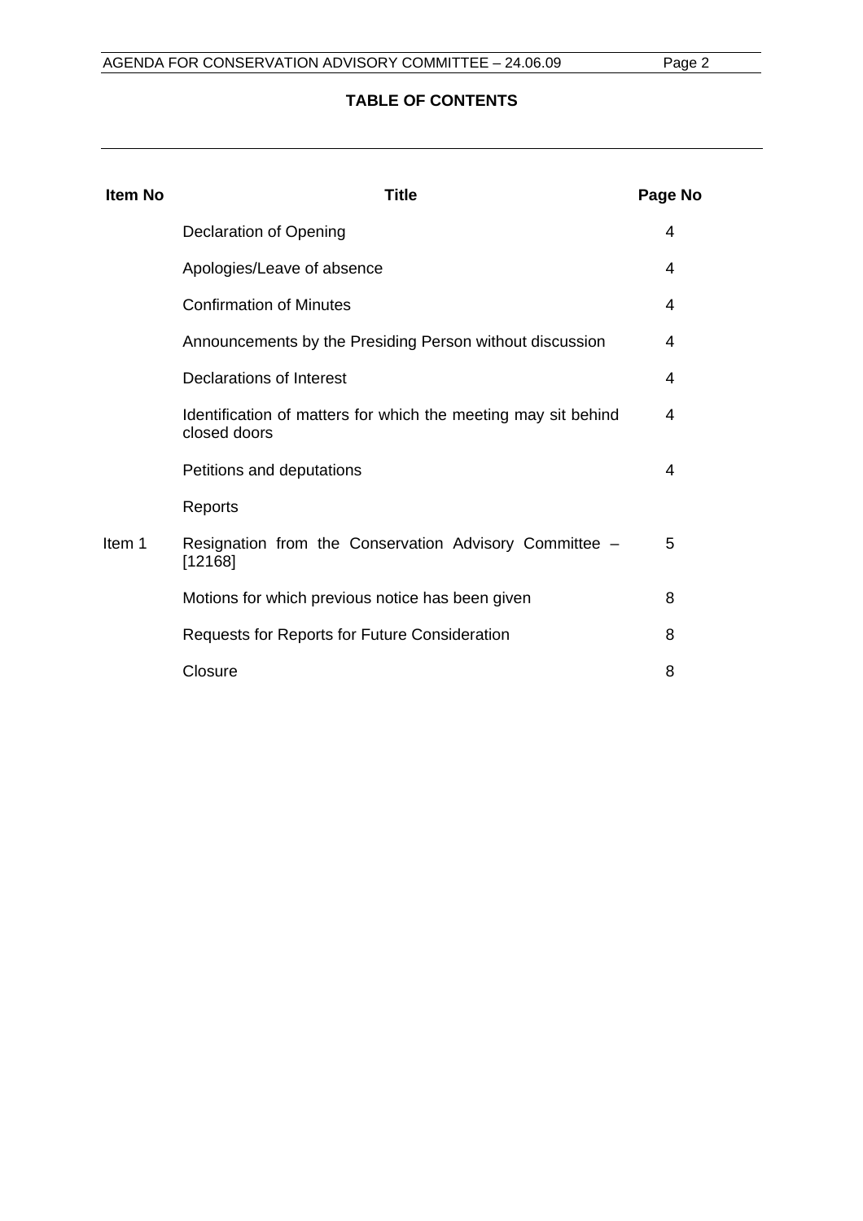**TABLE OF CONTENTS**

| Item No | Title | Page No |
|---|---|---|
| | Declaration of Opening | 4 |
| | Apologies/Leave of absence | 4 |
| | Confirmation of Minutes | 4 |
| | Announcements by the Presiding Person without discussion | 4 |
| | Declarations of Interest | 4 |
| | Identification of matters for which the meeting may sit behind closed doors | 4 |
| | Petitions and deputations | 4 |
| | Reports | |
| Item 1 | Resignation from the Conservation Advisory Committee – [12168] | 5 |
| | Motions for which previous notice has been given | 8 |
| | Requests for Reports for Future Consideration | 8 |
| | Closure | 8 |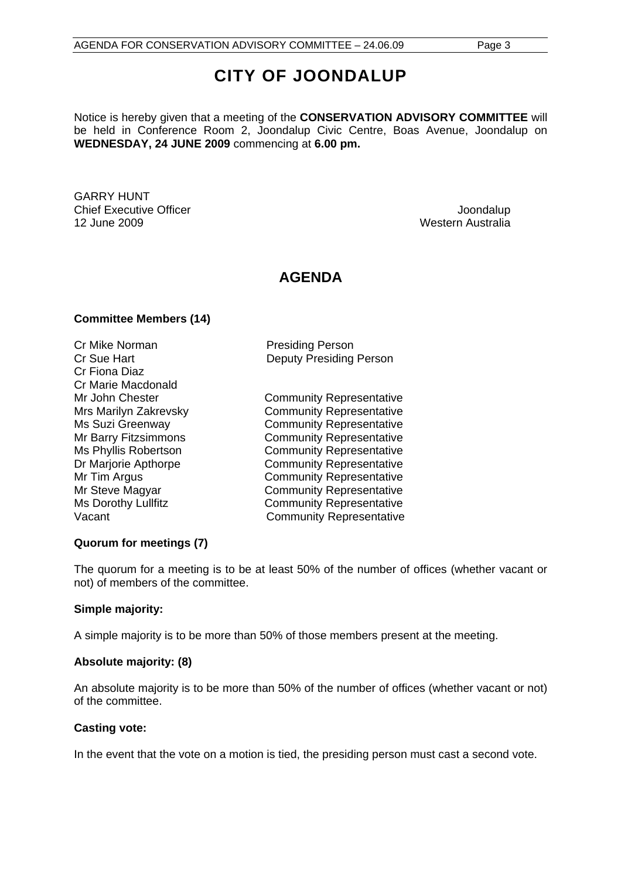# CITY OF JOONDALUP

Notice is hereby given that a meeting of the **CONSERVATION ADVISORY COMMITTEE** will be held in Conference Room 2, Joondalup Civic Centre, Boas Avenue, Joondalup on **WEDNESDAY, 24 JUNE 2009** commencing at **6.00 pm.**

GARRY HUNT
Chief Executive Officer
12 June 2009

Joondalup
Western Australia

## AGENDA

**Committee Members (14)**

| | |
|---|---|
| Cr Mike Norman | Presiding Person |
| Cr Sue Hart | Deputy Presiding Person |
| Cr Fiona Diaz | |
| Cr Marie Macdonald | |
| Mr John Chester | Community Representative |
| Mrs Marilyn Zakrevsky | Community Representative |
| Ms Suzi Greenway | Community Representative |
| Mr Barry Fitzsimmons | Community Representative |
| Ms Phyllis Robertson | Community Representative |
| Dr Marjorie Apthorpe | Community Representative |
| Mr Tim Argus | Community Representative |
| Mr Steve Magyar | Community Representative |
| Ms Dorothy Lullfitz | Community Representative |
| Vacant | Community Representative |

**Quorum for meetings (7)**

The quorum for a meeting is to be at least 50% of the number of offices (whether vacant or not) of members of the committee.

**Simple majority:**

A simple majority is to be more than 50% of those members present at the meeting.

**Absolute majority: (8)**

An absolute majority is to be more than 50% of the number of offices (whether vacant or not) of the committee.

**Casting vote:**

In the event that the vote on a motion is tied, the presiding person must cast a second vote.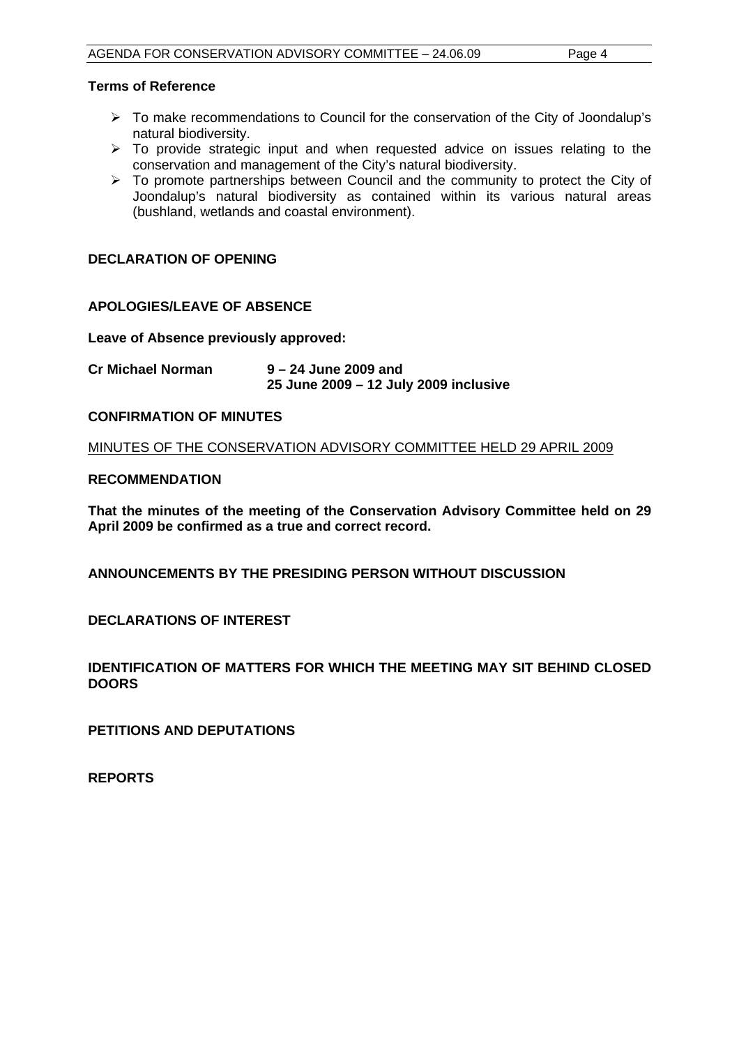**Terms of Reference**

- To make recommendations to Council for the conservation of the City of Joondalup's natural biodiversity.
- To provide strategic input and when requested advice on issues relating to the conservation and management of the City's natural biodiversity.
- To promote partnerships between Council and the community to protect the City of Joondalup's natural biodiversity as contained within its various natural areas (bushland, wetlands and coastal environment).

## DECLARATION OF OPENING

## APOLOGIES/LEAVE OF ABSENCE

**Leave of Absence previously approved:**

**Cr Michael Norman** **9 – 24 June 2009 and**
**25 June 2009 – 12 July 2009 inclusive**

## CONFIRMATION OF MINUTES

MINUTES OF THE CONSERVATION ADVISORY COMMITTEE HELD 29 APRIL 2009

**RECOMMENDATION**

**That the minutes of the meeting of the Conservation Advisory Committee held on 29 April 2009 be confirmed as a true and correct record.**

## ANNOUNCEMENTS BY THE PRESIDING PERSON WITHOUT DISCUSSION

## DECLARATIONS OF INTEREST

## IDENTIFICATION OF MATTERS FOR WHICH THE MEETING MAY SIT BEHIND CLOSED DOORS

## PETITIONS AND DEPUTATIONS

## REPORTS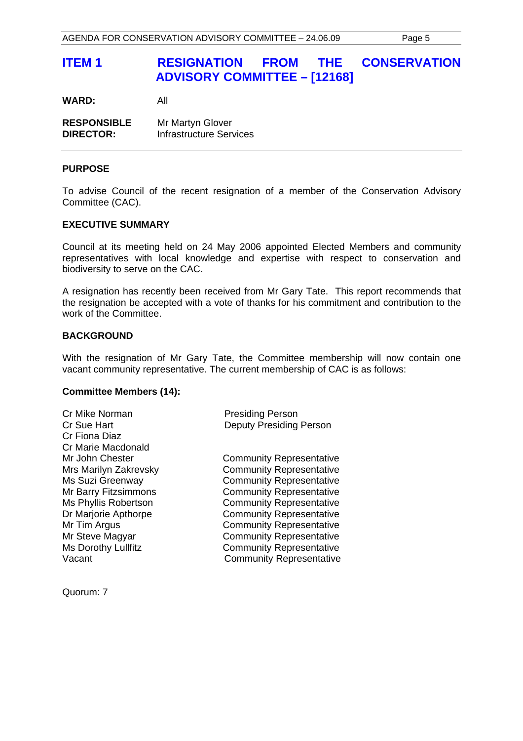# ITEM 1 RESIGNATION FROM THE CONSERVATION ADVISORY COMMITTEE – [12168]

**WARD:** All

**RESPONSIBLE DIRECTOR:** Mr Martyn Glover
Infrastructure Services

## PURPOSE

To advise Council of the recent resignation of a member of the Conservation Advisory Committee (CAC).

## EXECUTIVE SUMMARY

Council at its meeting held on 24 May 2006 appointed Elected Members and community representatives with local knowledge and expertise with respect to conservation and biodiversity to serve on the CAC.

A resignation has recently been received from Mr Gary Tate. This report recommends that the resignation be accepted with a vote of thanks for his commitment and contribution to the work of the Committee.

## BACKGROUND

With the resignation of Mr Gary Tate, the Committee membership will now contain one vacant community representative. The current membership of CAC is as follows:

**Committee Members (14):**

| | |
|---|---|
| Cr Mike Norman | Presiding Person |
| Cr Sue Hart | Deputy Presiding Person |
| Cr Fiona Diaz | |
| Cr Marie Macdonald | |
| Mr John Chester | Community Representative |
| Mrs Marilyn Zakrevsky | Community Representative |
| Ms Suzi Greenway | Community Representative |
| Mr Barry Fitzsimmons | Community Representative |
| Ms Phyllis Robertson | Community Representative |
| Dr Marjorie Apthorpe | Community Representative |
| Mr Tim Argus | Community Representative |
| Mr Steve Magyar | Community Representative |
| Ms Dorothy Lullfitz | Community Representative |
| Vacant | Community Representative |

Quorum: 7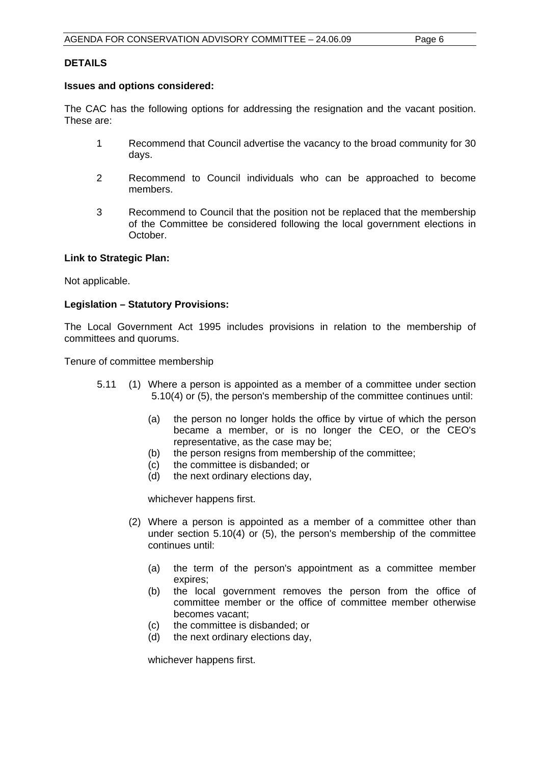**DETAILS**

**Issues and options considered:**

The CAC has the following options for addressing the resignation and the vacant position. These are:

1 Recommend that Council advertise the vacancy to the broad community for 30 days.

2 Recommend to Council individuals who can be approached to become members.

3 Recommend to Council that the position not be replaced that the membership of the Committee be considered following the local government elections in October.

**Link to Strategic Plan:**

Not applicable.

**Legislation – Statutory Provisions:**

The Local Government Act 1995 includes provisions in relation to the membership of committees and quorums.

Tenure of committee membership

5.11 (1) Where a person is appointed as a member of a committee under section 5.10(4) or (5), the person's membership of the committee continues until:

- (a) the person no longer holds the office by virtue of which the person became a member, or is no longer the CEO, or the CEO's representative, as the case may be;
- (b) the person resigns from membership of the committee;
- (c) the committee is disbanded; or
- (d) the next ordinary elections day,

whichever happens first.

(2) Where a person is appointed as a member of a committee other than under section 5.10(4) or (5), the person's membership of the committee continues until:

- (a) the term of the person's appointment as a committee member expires;
- (b) the local government removes the person from the office of committee member or the office of committee member otherwise becomes vacant;
- (c) the committee is disbanded; or
- (d) the next ordinary elections day,

whichever happens first.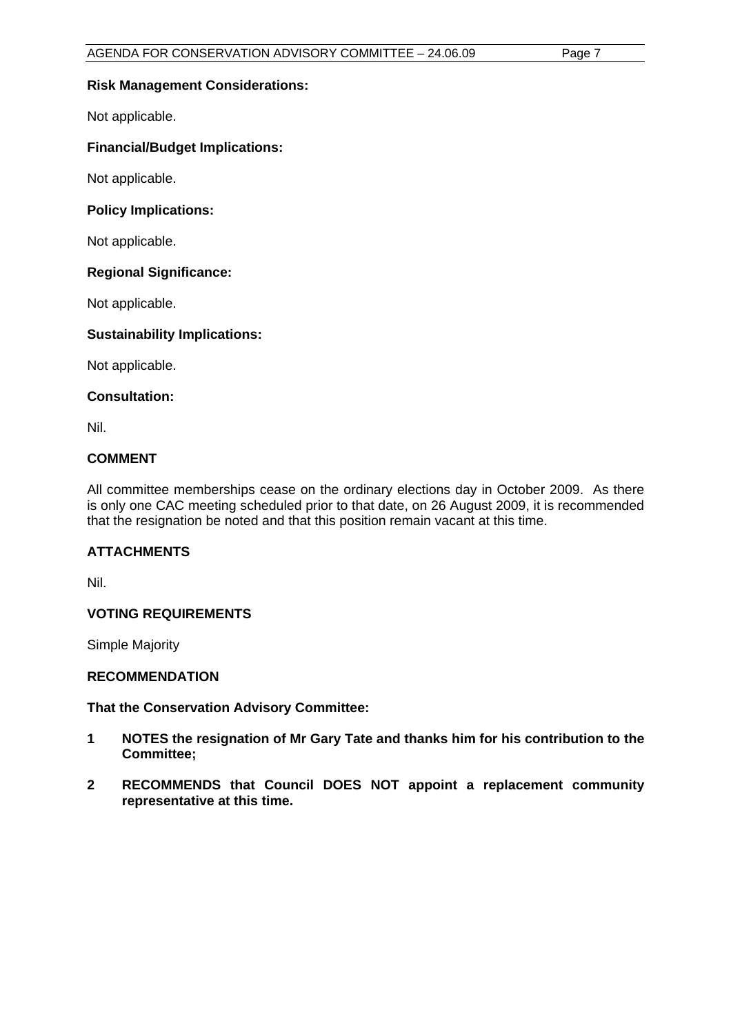**Risk Management Considerations:**

Not applicable.

**Financial/Budget Implications:**

Not applicable.

**Policy Implications:**

Not applicable.

**Regional Significance:**

Not applicable.

**Sustainability Implications:**

Not applicable.

**Consultation:**

Nil.

## COMMENT

All committee memberships cease on the ordinary elections day in October 2009. As there is only one CAC meeting scheduled prior to that date, on 26 August 2009, it is recommended that the resignation be noted and that this position remain vacant at this time.

## ATTACHMENTS

Nil.

## VOTING REQUIREMENTS

Simple Majority

## RECOMMENDATION

**That the Conservation Advisory Committee:**

**1 NOTES the resignation of Mr Gary Tate and thanks him for his contribution to the Committee;**

**2 RECOMMENDS that Council DOES NOT appoint a replacement community representative at this time.**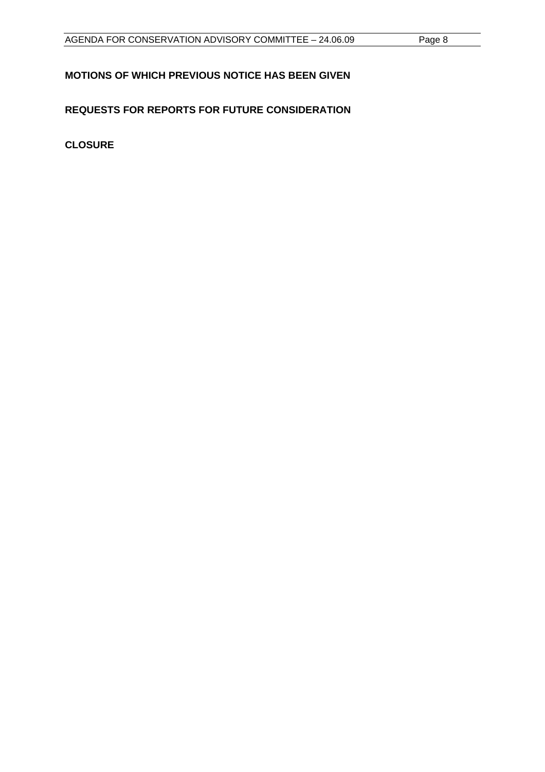**MOTIONS OF WHICH PREVIOUS NOTICE HAS BEEN GIVEN**

**REQUESTS FOR REPORTS FOR FUTURE CONSIDERATION**

**CLOSURE**